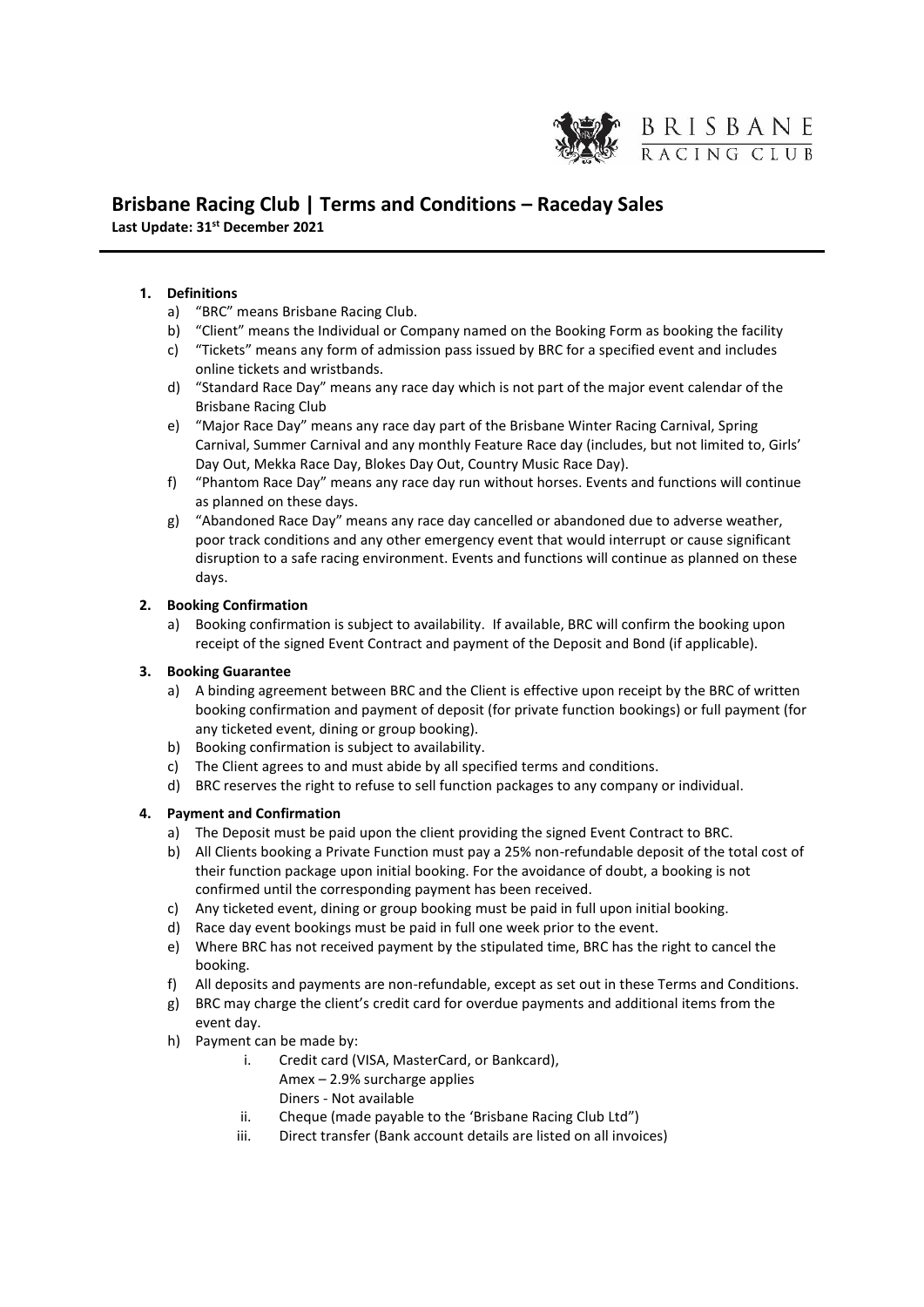# Brisbane Racing Club | Terms and Conditions – Raceday Sales

**Last Update: 31st December 2021**

1. **Definitions**
   a) "BRC" means Brisbane Racing Club.
   b) "Client" means the Individual or Company named on the Booking Form as booking the facility
   c) "Tickets" means any form of admission pass issued by BRC for a specified event and includes online tickets and wristbands.
   d) "Standard Race Day" means any race day which is not part of the major event calendar of the Brisbane Racing Club
   e) "Major Race Day" means any race day part of the Brisbane Winter Racing Carnival, Spring Carnival, Summer Carnival and any monthly Feature Race day (includes, but not limited to, Girls' Day Out, Mekka Race Day, Blokes Day Out, Country Music Race Day).
   f) "Phantom Race Day" means any race day run without horses. Events and functions will continue as planned on these days.
   g) "Abandoned Race Day" means any race day cancelled or abandoned due to adverse weather, poor track conditions and any other emergency event that would interrupt or cause significant disruption to a safe racing environment. Events and functions will continue as planned on these days.

2. **Booking Confirmation**
   a) Booking confirmation is subject to availability. If available, BRC will confirm the booking upon receipt of the signed Event Contract and payment of the Deposit and Bond (if applicable).

3. **Booking Guarantee**
   a) A binding agreement between BRC and the Client is effective upon receipt by the BRC of written booking confirmation and payment of deposit (for private function bookings) or full payment (for any ticketed event, dining or group booking).
   b) Booking confirmation is subject to availability.
   c) The Client agrees to and must abide by all specified terms and conditions.
   d) BRC reserves the right to refuse to sell function packages to any company or individual.

4. **Payment and Confirmation**
   a) The Deposit must be paid upon the client providing the signed Event Contract to BRC.
   b) All Clients booking a Private Function must pay a 25% non-refundable deposit of the total cost of their function package upon initial booking. For the avoidance of doubt, a booking is not confirmed until the corresponding payment has been received.
   c) Any ticketed event, dining or group booking must be paid in full upon initial booking.
   d) Race day event bookings must be paid in full one week prior to the event.
   e) Where BRC has not received payment by the stipulated time, BRC has the right to cancel the booking.
   f) All deposits and payments are non-refundable, except as set out in these Terms and Conditions.
   g) BRC may charge the client's credit card for overdue payments and additional items from the event day.
   h) Payment can be made by:
      i. Credit card (VISA, MasterCard, or Bankcard),
         Amex – 2.9% surcharge applies
         Diners - Not available
      ii. Cheque (made payable to the 'Brisbane Racing Club Ltd")
      iii. Direct transfer (Bank account details are listed on all invoices)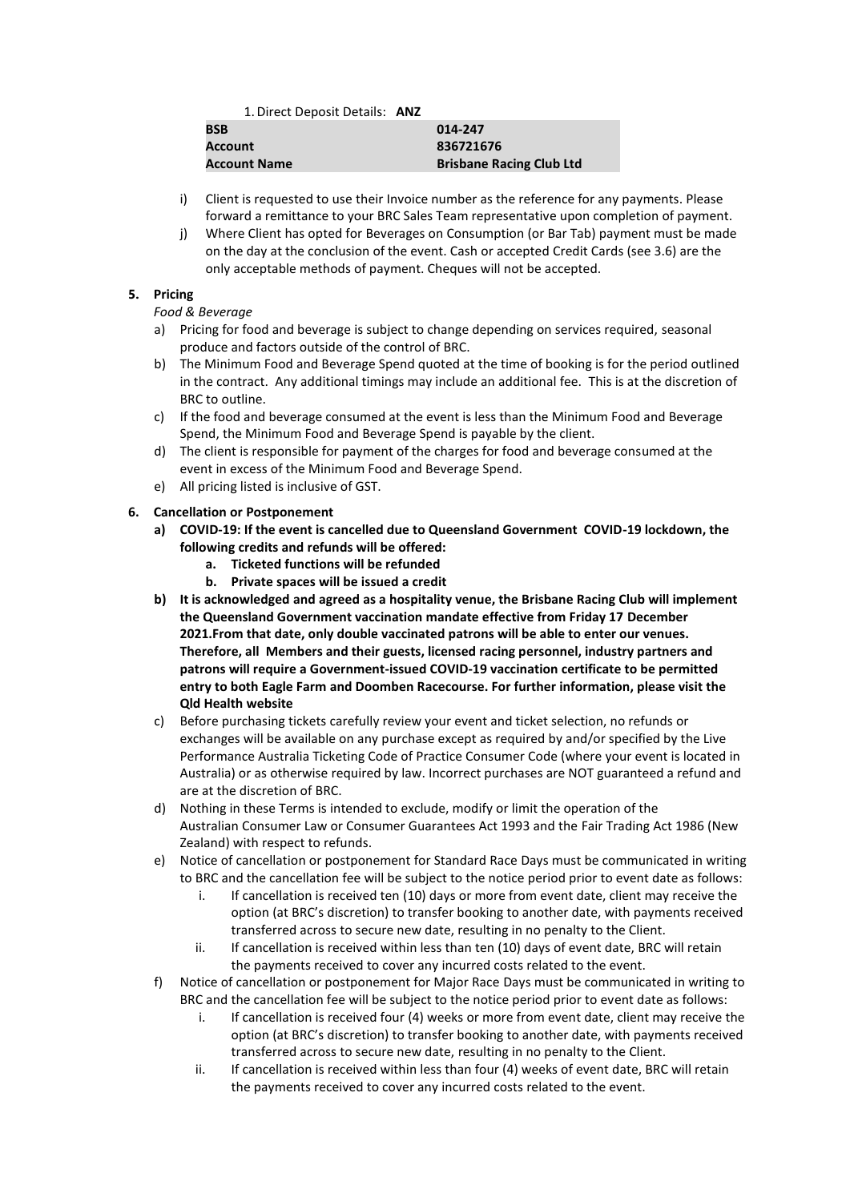1. Direct Deposit Details: **ANZ**

| **BSB** | **014-247** |
|---|---|
| **Account** | **836721676** |
| **Account Name** | **Brisbane Racing Club Ltd** |

i) Client is requested to use their Invoice number as the reference for any payments. Please forward a remittance to your BRC Sales Team representative upon completion of payment.

j) Where Client has opted for Beverages on Consumption (or Bar Tab) payment must be made on the day at the conclusion of the event. Cash or accepted Credit Cards (see 3.6) are the only acceptable methods of payment. Cheques will not be accepted.

**5. Pricing**

*Food & Beverage*

a) Pricing for food and beverage is subject to change depending on services required, seasonal produce and factors outside of the control of BRC.

b) The Minimum Food and Beverage Spend quoted at the time of booking is for the period outlined in the contract. Any additional timings may include an additional fee. This is at the discretion of BRC to outline.

c) If the food and beverage consumed at the event is less than the Minimum Food and Beverage Spend, the Minimum Food and Beverage Spend is payable by the client.

d) The client is responsible for payment of the charges for food and beverage consumed at the event in excess of the Minimum Food and Beverage Spend.

e) All pricing listed is inclusive of GST.

**6. Cancellation or Postponement**

**a) COVID-19: If the event is cancelled due to Queensland Government COVID-19 lockdown, the following credits and refunds will be offered:**

  **a. Ticketed functions will be refunded**

  **b. Private spaces will be issued a credit**

**b) It is acknowledged and agreed as a hospitality venue, the Brisbane Racing Club will implement the Queensland Government vaccination mandate effective from Friday 17 December 2021.From that date, only double vaccinated patrons will be able to enter our venues. Therefore, all Members and their guests, licensed racing personnel, industry partners and patrons will require a Government-issued COVID-19 vaccination certificate to be permitted entry to both Eagle Farm and Doomben Racecourse. For further information, please visit the Qld Health website**

c) Before purchasing tickets carefully review your event and ticket selection, no refunds or exchanges will be available on any purchase except as required by and/or specified by the Live Performance Australia Ticketing Code of Practice Consumer Code (where your event is located in Australia) or as otherwise required by law. Incorrect purchases are NOT guaranteed a refund and are at the discretion of BRC.

d) Nothing in these Terms is intended to exclude, modify or limit the operation of the Australian Consumer Law or Consumer Guarantees Act 1993 and the Fair Trading Act 1986 (New Zealand) with respect to refunds.

e) Notice of cancellation or postponement for Standard Race Days must be communicated in writing to BRC and the cancellation fee will be subject to the notice period prior to event date as follows:

  i. If cancellation is received ten (10) days or more from event date, client may receive the option (at BRC's discretion) to transfer booking to another date, with payments received transferred across to secure new date, resulting in no penalty to the Client.

  ii. If cancellation is received within less than ten (10) days of event date, BRC will retain the payments received to cover any incurred costs related to the event.

f) Notice of cancellation or postponement for Major Race Days must be communicated in writing to BRC and the cancellation fee will be subject to the notice period prior to event date as follows:

  i. If cancellation is received four (4) weeks or more from event date, client may receive the option (at BRC's discretion) to transfer booking to another date, with payments received transferred across to secure new date, resulting in no penalty to the Client.

  ii. If cancellation is received within less than four (4) weeks of event date, BRC will retain the payments received to cover any incurred costs related to the event.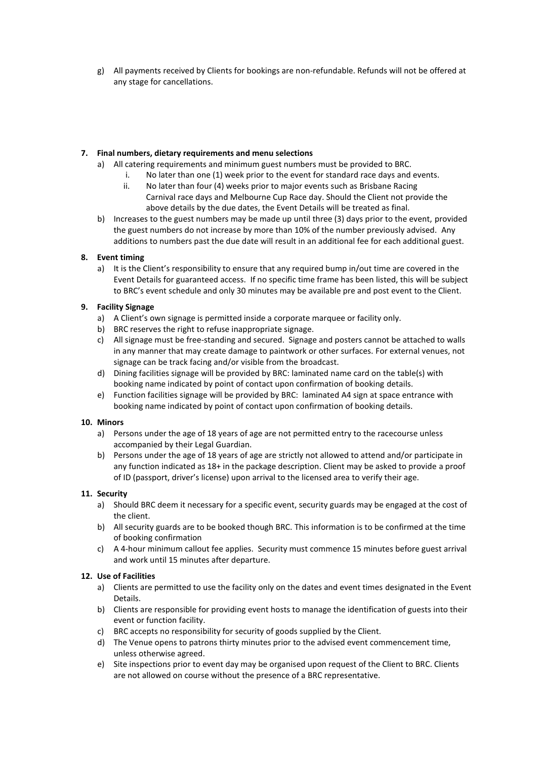g) All payments received by Clients for bookings are non-refundable. Refunds will not be offered at any stage for cancellations.

**7. Final numbers, dietary requirements and menu selections**

a) All catering requirements and minimum guest numbers must be provided to BRC.
   i. No later than one (1) week prior to the event for standard race days and events.
   ii. No later than four (4) weeks prior to major events such as Brisbane Racing Carnival race days and Melbourne Cup Race day. Should the Client not provide the above details by the due dates, the Event Details will be treated as final.

b) Increases to the guest numbers may be made up until three (3) days prior to the event, provided the guest numbers do not increase by more than 10% of the number previously advised. Any additions to numbers past the due date will result in an additional fee for each additional guest.

**8. Event timing**

a) It is the Client's responsibility to ensure that any required bump in/out time are covered in the Event Details for guaranteed access. If no specific time frame has been listed, this will be subject to BRC's event schedule and only 30 minutes may be available pre and post event to the Client.

**9. Facility Signage**

a) A Client's own signage is permitted inside a corporate marquee or facility only.

b) BRC reserves the right to refuse inappropriate signage.

c) All signage must be free-standing and secured. Signage and posters cannot be attached to walls in any manner that may create damage to paintwork or other surfaces. For external venues, not signage can be track facing and/or visible from the broadcast.

d) Dining facilities signage will be provided by BRC: laminated name card on the table(s) with booking name indicated by point of contact upon confirmation of booking details.

e) Function facilities signage will be provided by BRC: laminated A4 sign at space entrance with booking name indicated by point of contact upon confirmation of booking details.

**10. Minors**

a) Persons under the age of 18 years of age are not permitted entry to the racecourse unless accompanied by their Legal Guardian.

b) Persons under the age of 18 years of age are strictly not allowed to attend and/or participate in any function indicated as 18+ in the package description. Client may be asked to provide a proof of ID (passport, driver's license) upon arrival to the licensed area to verify their age.

**11. Security**

a) Should BRC deem it necessary for a specific event, security guards may be engaged at the cost of the client.

b) All security guards are to be booked though BRC. This information is to be confirmed at the time of booking confirmation

c) A 4-hour minimum callout fee applies. Security must commence 15 minutes before guest arrival and work until 15 minutes after departure.

**12. Use of Facilities**

a) Clients are permitted to use the facility only on the dates and event times designated in the Event Details.

b) Clients are responsible for providing event hosts to manage the identification of guests into their event or function facility.

c) BRC accepts no responsibility for security of goods supplied by the Client.

d) The Venue opens to patrons thirty minutes prior to the advised event commencement time, unless otherwise agreed.

e) Site inspections prior to event day may be organised upon request of the Client to BRC. Clients are not allowed on course without the presence of a BRC representative.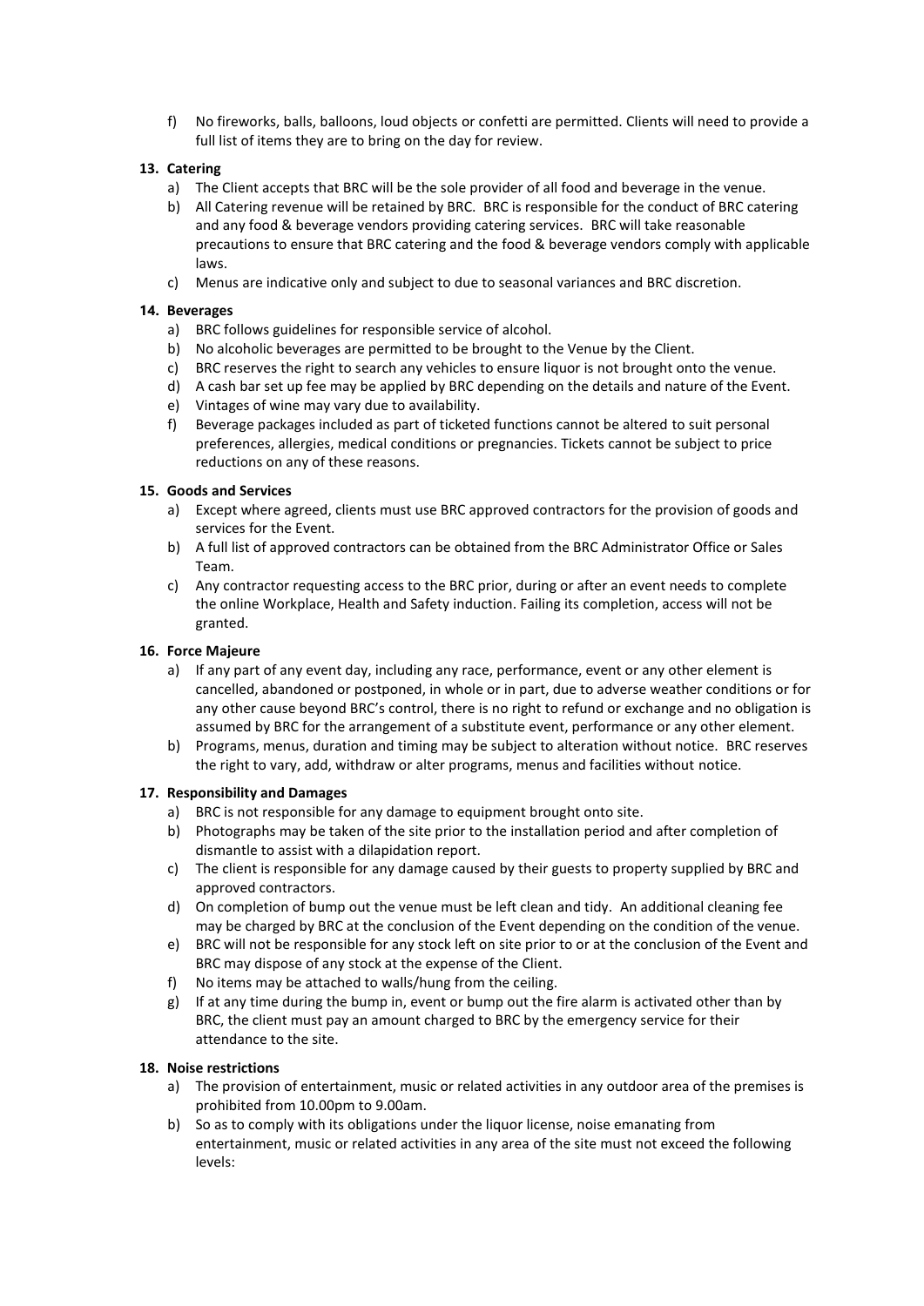f) No fireworks, balls, balloons, loud objects or confetti are permitted. Clients will need to provide a full list of items they are to bring on the day for review.

**13. Catering**

a) The Client accepts that BRC will be the sole provider of all food and beverage in the venue.
b) All Catering revenue will be retained by BRC. BRC is responsible for the conduct of BRC catering and any food & beverage vendors providing catering services. BRC will take reasonable precautions to ensure that BRC catering and the food & beverage vendors comply with applicable laws.
c) Menus are indicative only and subject to due to seasonal variances and BRC discretion.

**14. Beverages**

a) BRC follows guidelines for responsible service of alcohol.
b) No alcoholic beverages are permitted to be brought to the Venue by the Client.
c) BRC reserves the right to search any vehicles to ensure liquor is not brought onto the venue.
d) A cash bar set up fee may be applied by BRC depending on the details and nature of the Event.
e) Vintages of wine may vary due to availability.
f) Beverage packages included as part of ticketed functions cannot be altered to suit personal preferences, allergies, medical conditions or pregnancies. Tickets cannot be subject to price reductions on any of these reasons.

**15. Goods and Services**

a) Except where agreed, clients must use BRC approved contractors for the provision of goods and services for the Event.
b) A full list of approved contractors can be obtained from the BRC Administrator Office or Sales Team.
c) Any contractor requesting access to the BRC prior, during or after an event needs to complete the online Workplace, Health and Safety induction. Failing its completion, access will not be granted.

**16. Force Majeure**

a) If any part of any event day, including any race, performance, event or any other element is cancelled, abandoned or postponed, in whole or in part, due to adverse weather conditions or for any other cause beyond BRC's control, there is no right to refund or exchange and no obligation is assumed by BRC for the arrangement of a substitute event, performance or any other element.
b) Programs, menus, duration and timing may be subject to alteration without notice. BRC reserves the right to vary, add, withdraw or alter programs, menus and facilities without notice.

**17. Responsibility and Damages**

a) BRC is not responsible for any damage to equipment brought onto site.
b) Photographs may be taken of the site prior to the installation period and after completion of dismantle to assist with a dilapidation report.
c) The client is responsible for any damage caused by their guests to property supplied by BRC and approved contractors.
d) On completion of bump out the venue must be left clean and tidy. An additional cleaning fee may be charged by BRC at the conclusion of the Event depending on the condition of the venue.
e) BRC will not be responsible for any stock left on site prior to or at the conclusion of the Event and BRC may dispose of any stock at the expense of the Client.
f) No items may be attached to walls/hung from the ceiling.
g) If at any time during the bump in, event or bump out the fire alarm is activated other than by BRC, the client must pay an amount charged to BRC by the emergency service for their attendance to the site.

**18. Noise restrictions**

a) The provision of entertainment, music or related activities in any outdoor area of the premises is prohibited from 10.00pm to 9.00am.
b) So as to comply with its obligations under the liquor license, noise emanating from entertainment, music or related activities in any area of the site must not exceed the following levels: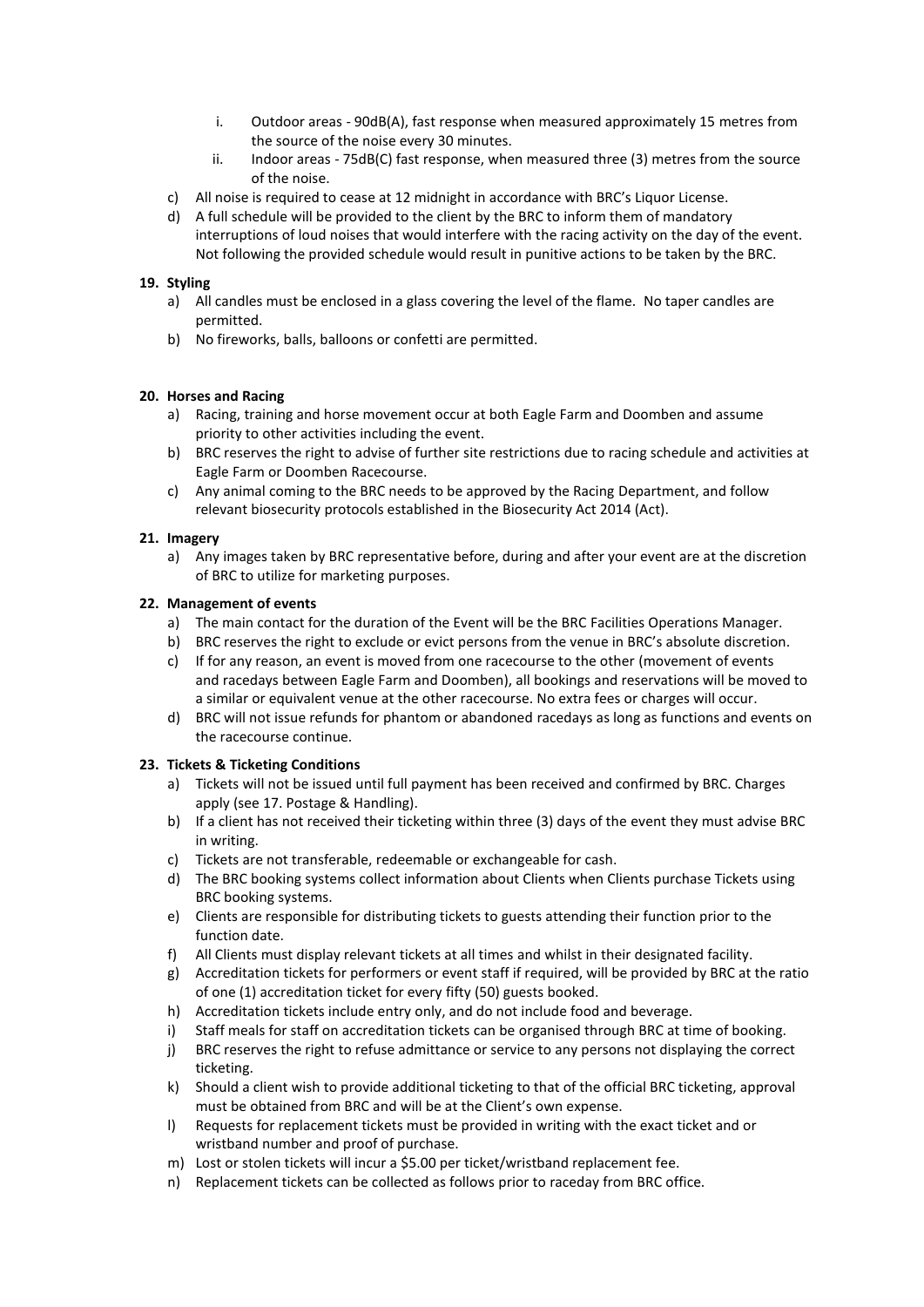i. Outdoor areas - 90dB(A), fast response when measured approximately 15 metres from the source of the noise every 30 minutes.
   ii. Indoor areas - 75dB(C) fast response, when measured three (3) metres from the source of the noise.

c) All noise is required to cease at 12 midnight in accordance with BRC's Liquor License.

d) A full schedule will be provided to the client by the BRC to inform them of mandatory interruptions of loud noises that would interfere with the racing activity on the day of the event. Not following the provided schedule would result in punitive actions to be taken by the BRC.

**19. Styling**

a) All candles must be enclosed in a glass covering the level of the flame. No taper candles are permitted.

b) No fireworks, balls, balloons or confetti are permitted.

**20. Horses and Racing**

a) Racing, training and horse movement occur at both Eagle Farm and Doomben and assume priority to other activities including the event.

b) BRC reserves the right to advise of further site restrictions due to racing schedule and activities at Eagle Farm or Doomben Racecourse.

c) Any animal coming to the BRC needs to be approved by the Racing Department, and follow relevant biosecurity protocols established in the Biosecurity Act 2014 (Act).

**21. Imagery**

a) Any images taken by BRC representative before, during and after your event are at the discretion of BRC to utilize for marketing purposes.

**22. Management of events**

a) The main contact for the duration of the Event will be the BRC Facilities Operations Manager.

b) BRC reserves the right to exclude or evict persons from the venue in BRC's absolute discretion.

c) If for any reason, an event is moved from one racecourse to the other (movement of events and racedays between Eagle Farm and Doomben), all bookings and reservations will be moved to a similar or equivalent venue at the other racecourse. No extra fees or charges will occur.

d) BRC will not issue refunds for phantom or abandoned racedays as long as functions and events on the racecourse continue.

**23. Tickets & Ticketing Conditions**

a) Tickets will not be issued until full payment has been received and confirmed by BRC. Charges apply (see 17. Postage & Handling).

b) If a client has not received their ticketing within three (3) days of the event they must advise BRC in writing.

c) Tickets are not transferable, redeemable or exchangeable for cash.

d) The BRC booking systems collect information about Clients when Clients purchase Tickets using BRC booking systems.

e) Clients are responsible for distributing tickets to guests attending their function prior to the function date.

f) All Clients must display relevant tickets at all times and whilst in their designated facility.

g) Accreditation tickets for performers or event staff if required, will be provided by BRC at the ratio of one (1) accreditation ticket for every fifty (50) guests booked.

h) Accreditation tickets include entry only, and do not include food and beverage.

i) Staff meals for staff on accreditation tickets can be organised through BRC at time of booking.

j) BRC reserves the right to refuse admittance or service to any persons not displaying the correct ticketing.

k) Should a client wish to provide additional ticketing to that of the official BRC ticketing, approval must be obtained from BRC and will be at the Client's own expense.

l) Requests for replacement tickets must be provided in writing with the exact ticket and or wristband number and proof of purchase.

m) Lost or stolen tickets will incur a $5.00 per ticket/wristband replacement fee.

n) Replacement tickets can be collected as follows prior to raceday from BRC office.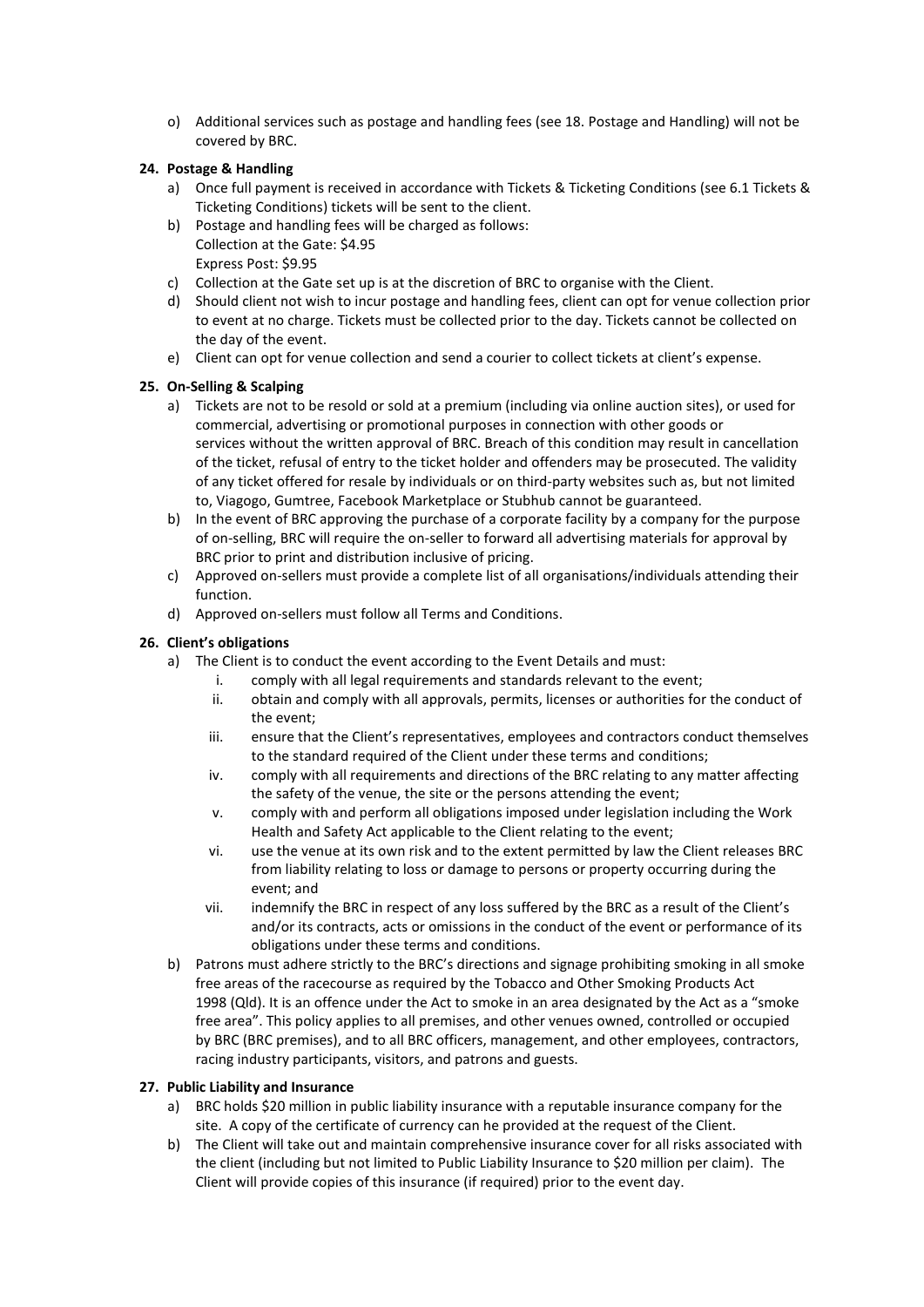o) Additional services such as postage and handling fees (see 18. Postage and Handling) will not be covered by BRC.

**24. Postage & Handling**

a) Once full payment is received in accordance with Tickets & Ticketing Conditions (see 6.1 Tickets & Ticketing Conditions) tickets will be sent to the client.

b) Postage and handling fees will be charged as follows:
   Collection at the Gate: $4.95
   Express Post: $9.95

c) Collection at the Gate set up is at the discretion of BRC to organise with the Client.

d) Should client not wish to incur postage and handling fees, client can opt for venue collection prior to event at no charge. Tickets must be collected prior to the day. Tickets cannot be collected on the day of the event.

e) Client can opt for venue collection and send a courier to collect tickets at client's expense.

**25. On-Selling & Scalping**

a) Tickets are not to be resold or sold at a premium (including via online auction sites), or used for commercial, advertising or promotional purposes in connection with other goods or services without the written approval of BRC. Breach of this condition may result in cancellation of the ticket, refusal of entry to the ticket holder and offenders may be prosecuted. The validity of any ticket offered for resale by individuals or on third-party websites such as, but not limited to, Viagogo, Gumtree, Facebook Marketplace or Stubhub cannot be guaranteed.

b) In the event of BRC approving the purchase of a corporate facility by a company for the purpose of on-selling, BRC will require the on-seller to forward all advertising materials for approval by BRC prior to print and distribution inclusive of pricing.

c) Approved on-sellers must provide a complete list of all organisations/individuals attending their function.

d) Approved on-sellers must follow all Terms and Conditions.

**26. Client's obligations**

a) The Client is to conduct the event according to the Event Details and must:

   i. comply with all legal requirements and standards relevant to the event;

   ii. obtain and comply with all approvals, permits, licenses or authorities for the conduct of the event;

   iii. ensure that the Client's representatives, employees and contractors conduct themselves to the standard required of the Client under these terms and conditions;

   iv. comply with all requirements and directions of the BRC relating to any matter affecting the safety of the venue, the site or the persons attending the event;

   v. comply with and perform all obligations imposed under legislation including the Work Health and Safety Act applicable to the Client relating to the event;

   vi. use the venue at its own risk and to the extent permitted by law the Client releases BRC from liability relating to loss or damage to persons or property occurring during the event; and

   vii. indemnify the BRC in respect of any loss suffered by the BRC as a result of the Client's and/or its contracts, acts or omissions in the conduct of the event or performance of its obligations under these terms and conditions.

b) Patrons must adhere strictly to the BRC's directions and signage prohibiting smoking in all smoke free areas of the racecourse as required by the Tobacco and Other Smoking Products Act 1998 (Qld). It is an offence under the Act to smoke in an area designated by the Act as a "smoke free area". This policy applies to all premises, and other venues owned, controlled or occupied by BRC (BRC premises), and to all BRC officers, management, and other employees, contractors, racing industry participants, visitors, and patrons and guests.

**27. Public Liability and Insurance**

a) BRC holds $20 million in public liability insurance with a reputable insurance company for the site. A copy of the certificate of currency can he provided at the request of the Client.

b) The Client will take out and maintain comprehensive insurance cover for all risks associated with the client (including but not limited to Public Liability Insurance to $20 million per claim). The Client will provide copies of this insurance (if required) prior to the event day.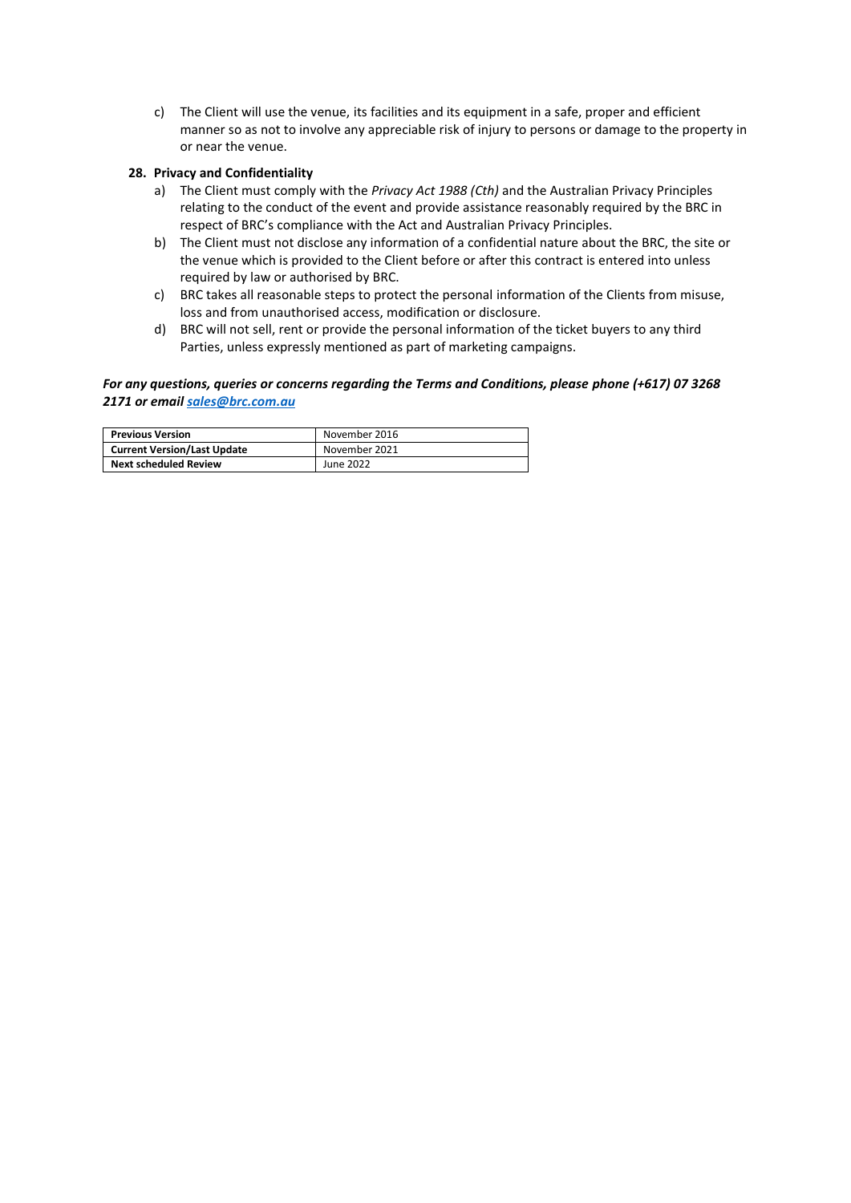c) The Client will use the venue, its facilities and its equipment in a safe, proper and efficient manner so as not to involve any appreciable risk of injury to persons or damage to the property in or near the venue.

**28. Privacy and Confidentiality**

a) The Client must comply with the *Privacy Act 1988 (Cth)* and the Australian Privacy Principles relating to the conduct of the event and provide assistance reasonably required by the BRC in respect of BRC's compliance with the Act and Australian Privacy Principles.

b) The Client must not disclose any information of a confidential nature about the BRC, the site or the venue which is provided to the Client before or after this contract is entered into unless required by law or authorised by BRC.

c) BRC takes all reasonable steps to protect the personal information of the Clients from misuse, loss and from unauthorised access, modification or disclosure.

d) BRC will not sell, rent or provide the personal information of the ticket buyers to any third Parties, unless expressly mentioned as part of marketing campaigns.

***For any questions, queries or concerns regarding the Terms and Conditions, please phone (+617) 07 3268 2171 or email [sales@brc.com.au](mailto:sales@brc.com.au)***

| | |
|---|---|
| **Previous Version** | November 2016 |
| **Current Version/Last Update** | November 2021 |
| **Next scheduled Review** | June 2022 |